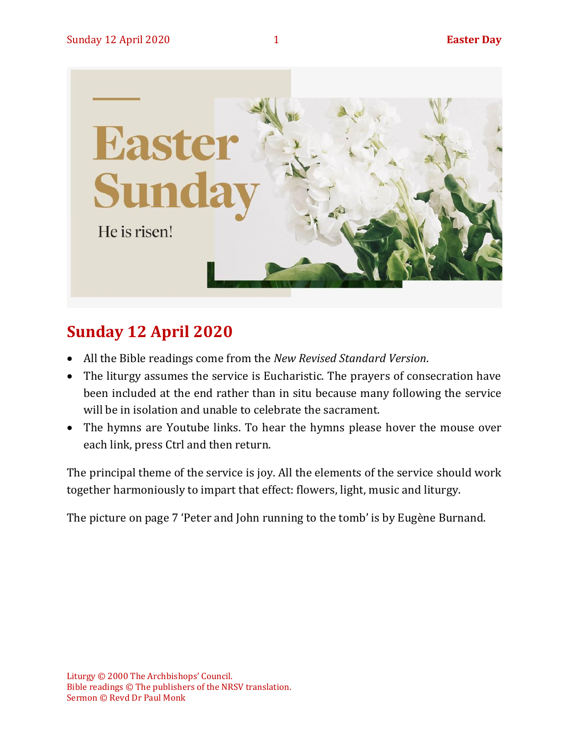## Sunday 12 April 2020

- All the Bible readings come from the *New Revised Standard Version*.
- The liturgy assumes the service is Eucharistic. The prayers of consecration have been included at the end rather than in situ because many following the service will be in isolation and unable to celebrate the sacrament.
- The hymns are Youtube links. To hear the hymns please hover the mouse over each link, press Ctrl and then return.

The principal theme of the service is joy. All the elements of the service should work together harmoniously to impart that effect: flowers, light, music and liturgy.

The picture on page 7 'Peter and John running to the tomb' is by Eugène Burnand.

Liturgy © 2000 The Archbishops' Council.
Bible readings © The publishers of the NRSV translation.
Sermon © Revd Dr Paul Monk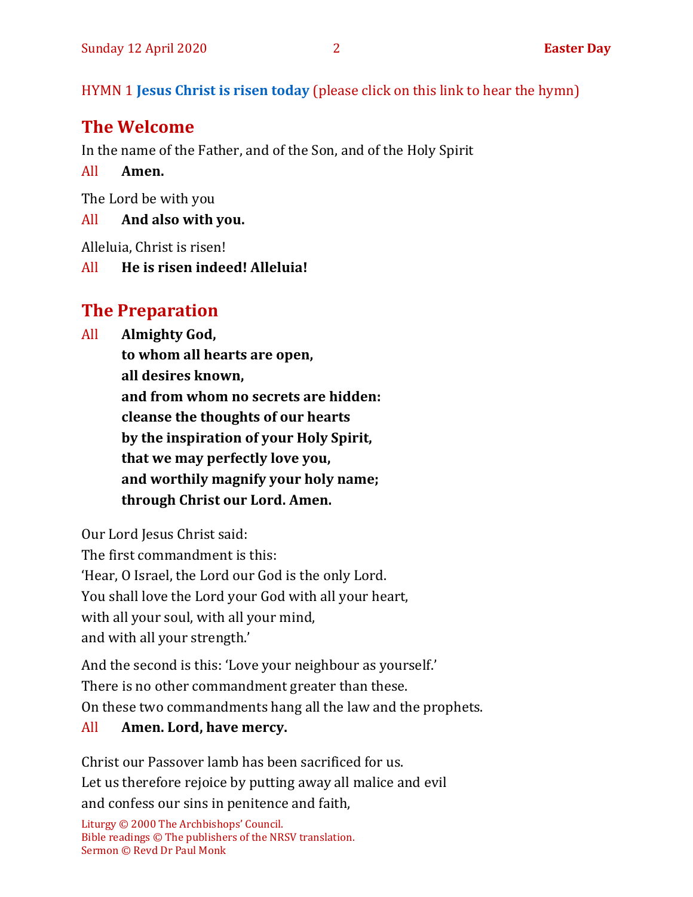HYMN 1 **Jesus Christ is risen today** (please click on this link to hear the hymn)

## The Welcome

In the name of the Father, and of the Son, and of the Holy Spirit

All **Amen.**

The Lord be with you

All **And also with you.**

Alleluia, Christ is risen!

All **He is risen indeed! Alleluia!**

## The Preparation

All **Almighty God,**
**to whom all hearts are open,**
**all desires known,**
**and from whom no secrets are hidden:**
**cleanse the thoughts of our hearts**
**by the inspiration of your Holy Spirit,**
**that we may perfectly love you,**
**and worthily magnify your holy name;**
**through Christ our Lord. Amen.**

Our Lord Jesus Christ said:
The first commandment is this:
'Hear, O Israel, the Lord our God is the only Lord.
You shall love the Lord your God with all your heart,
with all your soul, with all your mind,
and with all your strength.'

And the second is this: 'Love your neighbour as yourself.'
There is no other commandment greater than these.
On these two commandments hang all the law and the prophets.

All **Amen. Lord, have mercy.**

Christ our Passover lamb has been sacrificed for us.
Let us therefore rejoice by putting away all malice and evil
and confess our sins in penitence and faith,

Liturgy © 2000 The Archbishops' Council.
Bible readings © The publishers of the NRSV translation.
Sermon © Revd Dr Paul Monk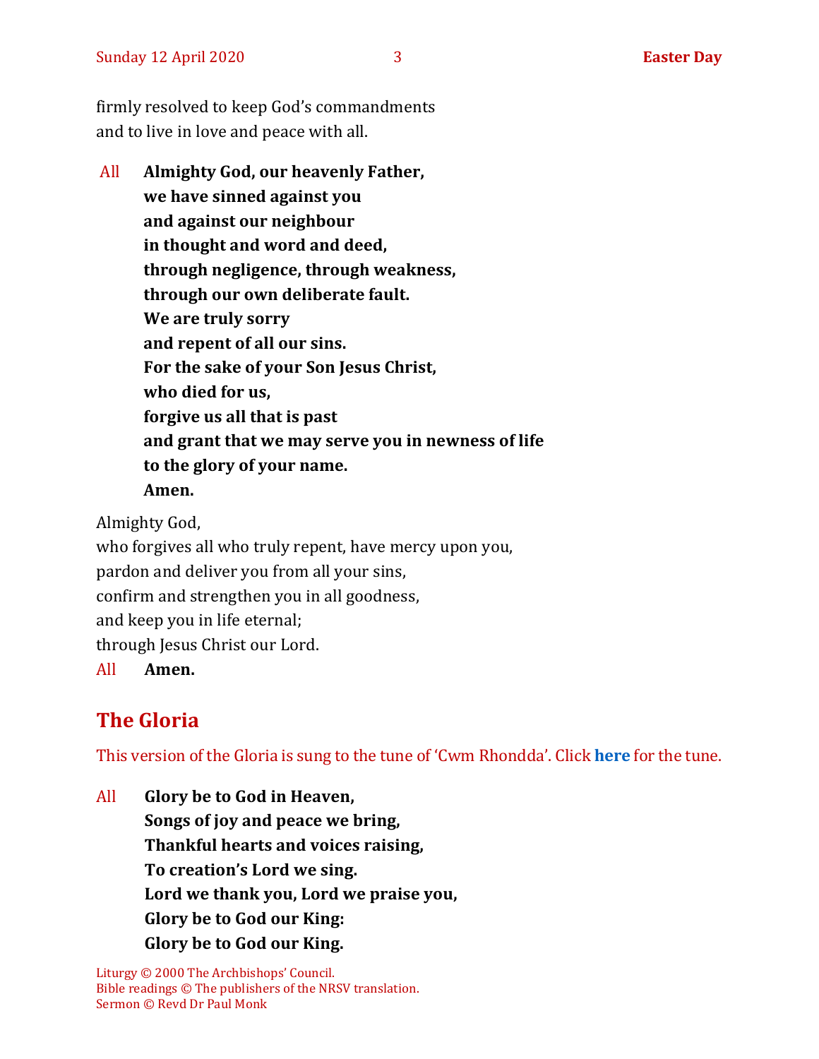firmly resolved to keep God's commandments
and to live in love and peace with all.

All **Almighty God, our heavenly Father,**
**we have sinned against you**
**and against our neighbour**
**in thought and word and deed,**
**through negligence, through weakness,**
**through our own deliberate fault.**
**We are truly sorry**
**and repent of all our sins.**
**For the sake of your Son Jesus Christ,**
**who died for us,**
**forgive us all that is past**
**and grant that we may serve you in newness of life**
**to the glory of your name.**
**Amen.**

Almighty God,
who forgives all who truly repent, have mercy upon you,
pardon and deliver you from all your sins,
confirm and strengthen you in all goodness,
and keep you in life eternal;
through Jesus Christ our Lord.

All **Amen.**

## The Gloria

This version of the Gloria is sung to the tune of 'Cwm Rhondda'. Click **here** for the tune.

All **Glory be to God in Heaven,**
**Songs of joy and peace we bring,**
**Thankful hearts and voices raising,**
**To creation's Lord we sing.**
**Lord we thank you, Lord we praise you,**
**Glory be to God our King:**
**Glory be to God our King.**

Liturgy © 2000 The Archbishops' Council.
Bible readings © The publishers of the NRSV translation.
Sermon © Revd Dr Paul Monk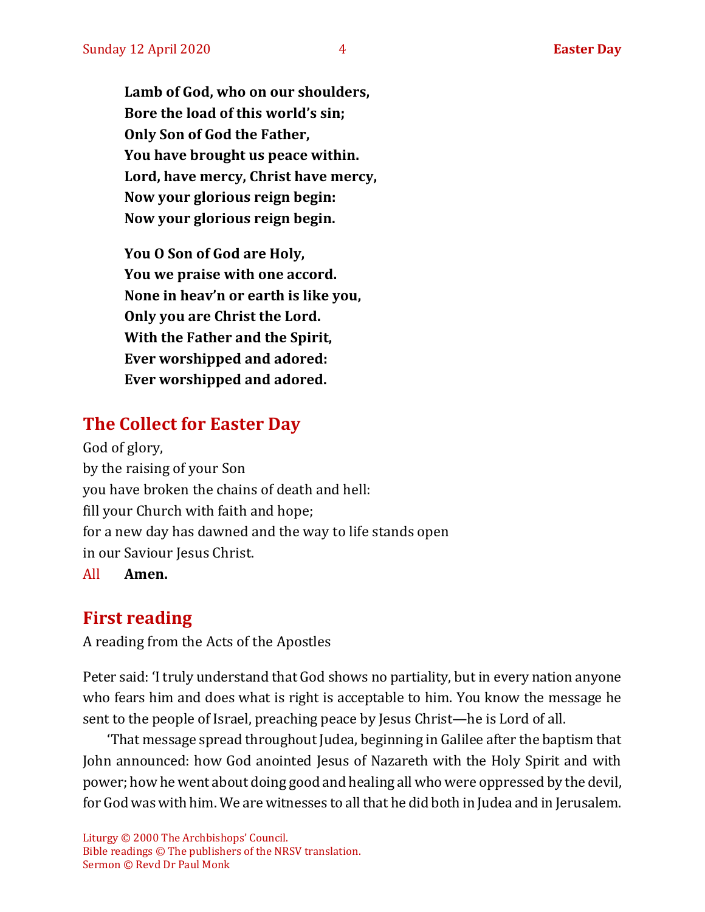**Lamb of God, who on our shoulders,**
**Bore the load of this world's sin;**
**Only Son of God the Father,**
**You have brought us peace within.**
**Lord, have mercy, Christ have mercy,**
**Now your glorious reign begin:**
**Now your glorious reign begin.**

**You O Son of God are Holy,**
**You we praise with one accord.**
**None in heav'n or earth is like you,**
**Only you are Christ the Lord.**
**With the Father and the Spirit,**
**Ever worshipped and adored:**
**Ever worshipped and adored.**

## The Collect for Easter Day

God of glory,
by the raising of your Son
you have broken the chains of death and hell:
fill your Church with faith and hope;
for a new day has dawned and the way to life stands open
in our Saviour Jesus Christ.

All **Amen.**

## First reading

A reading from the Acts of the Apostles

Peter said: 'I truly understand that God shows no partiality, but in every nation anyone who fears him and does what is right is acceptable to him. You know the message he sent to the people of Israel, preaching peace by Jesus Christ—he is Lord of all.

'That message spread throughout Judea, beginning in Galilee after the baptism that John announced: how God anointed Jesus of Nazareth with the Holy Spirit and with power; how he went about doing good and healing all who were oppressed by the devil, for God was with him. We are witnesses to all that he did both in Judea and in Jerusalem.

Liturgy © 2000 The Archbishops' Council.
Bible readings © The publishers of the NRSV translation.
Sermon © Revd Dr Paul Monk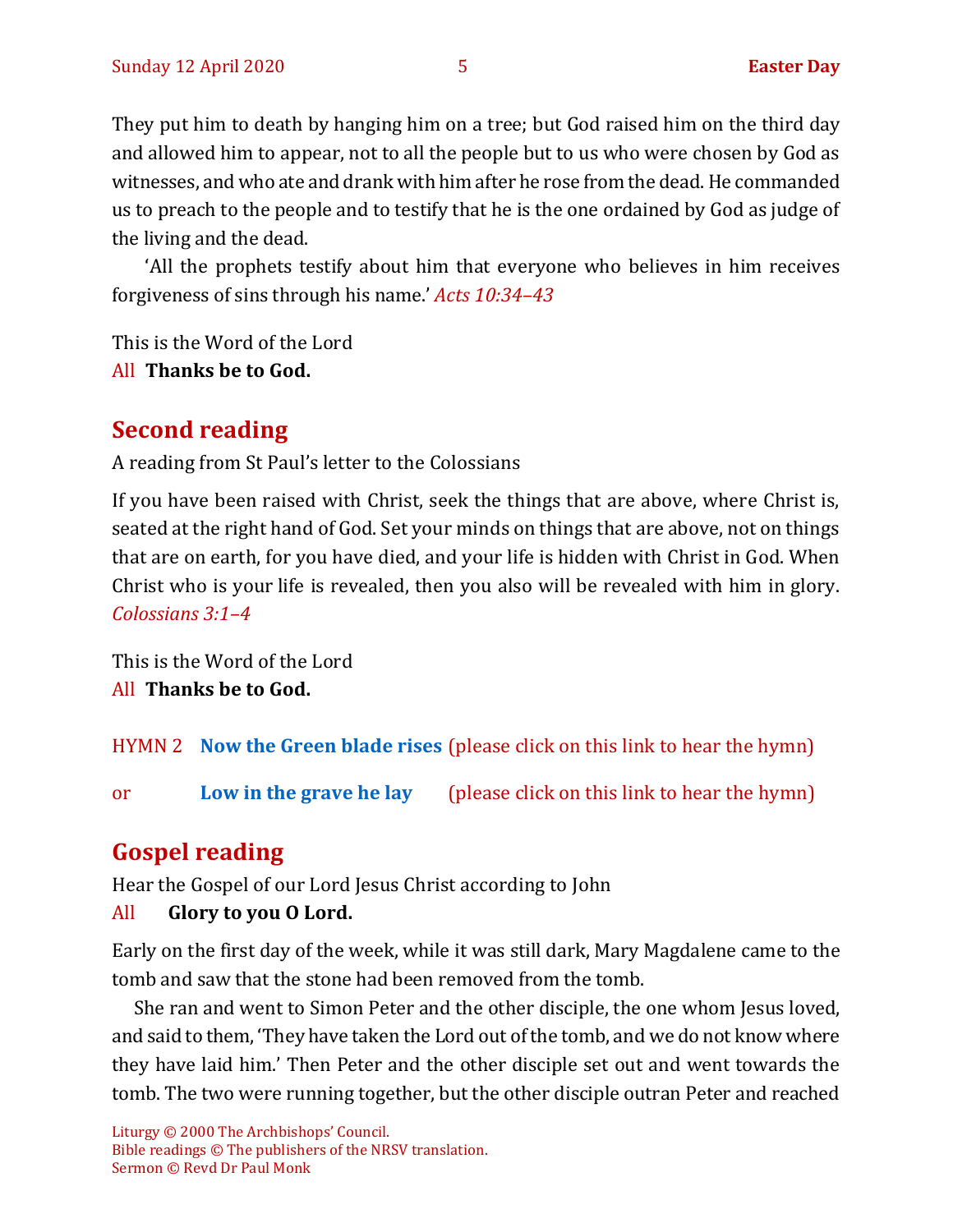They put him to death by hanging him on a tree; but God raised him on the third day and allowed him to appear, not to all the people but to us who were chosen by God as witnesses, and who ate and drank with him after he rose from the dead. He commanded us to preach to the people and to testify that he is the one ordained by God as judge of the living and the dead.

‘All the prophets testify about him that everyone who believes in him receives forgiveness of sins through his name.’ *Acts 10:34–43*

This is the Word of the Lord
All **Thanks be to God.**

## Second reading

A reading from St Paul’s letter to the Colossians

If you have been raised with Christ, seek the things that are above, where Christ is, seated at the right hand of God. Set your minds on things that are above, not on things that are on earth, for you have died, and your life is hidden with Christ in God. When Christ who is your life is revealed, then you also will be revealed with him in glory. *Colossians 3:1–4*

This is the Word of the Lord
All **Thanks be to God.**

HYMN 2 **Now the Green blade rises** (please click on this link to hear the hymn)

or **Low in the grave he lay** (please click on this link to hear the hymn)

## Gospel reading

Hear the Gospel of our Lord Jesus Christ according to John
All **Glory to you O Lord.**

Early on the first day of the week, while it was still dark, Mary Magdalene came to the tomb and saw that the stone had been removed from the tomb.

She ran and went to Simon Peter and the other disciple, the one whom Jesus loved, and said to them, ‘They have taken the Lord out of the tomb, and we do not know where they have laid him.’ Then Peter and the other disciple set out and went towards the tomb. The two were running together, but the other disciple outran Peter and reached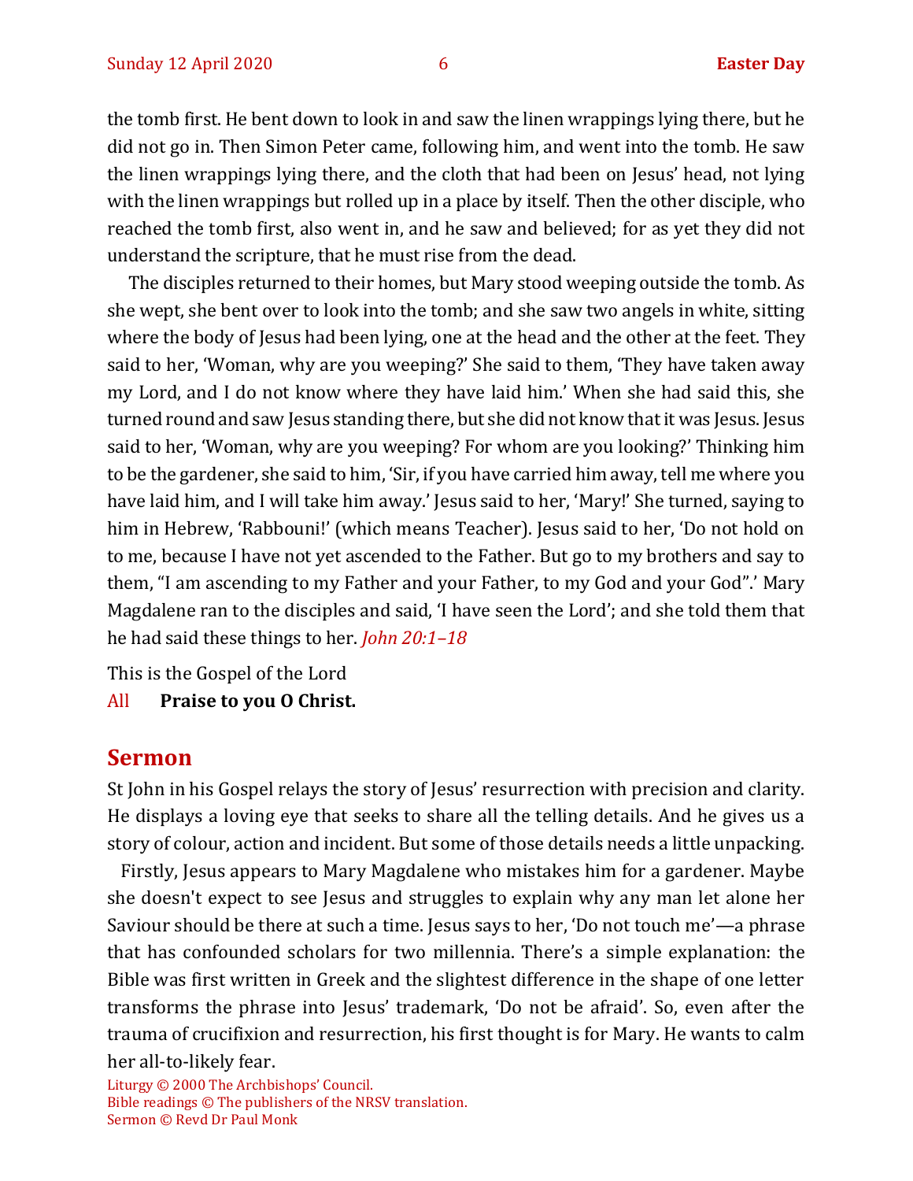the tomb first. He bent down to look in and saw the linen wrappings lying there, but he did not go in. Then Simon Peter came, following him, and went into the tomb. He saw the linen wrappings lying there, and the cloth that had been on Jesus' head, not lying with the linen wrappings but rolled up in a place by itself. Then the other disciple, who reached the tomb first, also went in, and he saw and believed; for as yet they did not understand the scripture, that he must rise from the dead.

The disciples returned to their homes, but Mary stood weeping outside the tomb. As she wept, she bent over to look into the tomb; and she saw two angels in white, sitting where the body of Jesus had been lying, one at the head and the other at the feet. They said to her, 'Woman, why are you weeping?' She said to them, 'They have taken away my Lord, and I do not know where they have laid him.' When she had said this, she turned round and saw Jesus standing there, but she did not know that it was Jesus. Jesus said to her, 'Woman, why are you weeping? For whom are you looking?' Thinking him to be the gardener, she said to him, 'Sir, if you have carried him away, tell me where you have laid him, and I will take him away.' Jesus said to her, 'Mary!' She turned, saying to him in Hebrew, 'Rabbouni!' (which means Teacher). Jesus said to her, 'Do not hold on to me, because I have not yet ascended to the Father. But go to my brothers and say to them, "I am ascending to my Father and your Father, to my God and your God".' Mary Magdalene ran to the disciples and said, 'I have seen the Lord'; and she told them that he had said these things to her. *John 20:1–18*

This is the Gospel of the Lord

All **Praise to you O Christ.**

## Sermon

St John in his Gospel relays the story of Jesus' resurrection with precision and clarity. He displays a loving eye that seeks to share all the telling details. And he gives us a story of colour, action and incident. But some of those details needs a little unpacking.

Firstly, Jesus appears to Mary Magdalene who mistakes him for a gardener. Maybe she doesn't expect to see Jesus and struggles to explain why any man let alone her Saviour should be there at such a time. Jesus says to her, 'Do not touch me'—a phrase that has confounded scholars for two millennia. There's a simple explanation: the Bible was first written in Greek and the slightest difference in the shape of one letter transforms the phrase into Jesus' trademark, 'Do not be afraid'. So, even after the trauma of crucifixion and resurrection, his first thought is for Mary. He wants to calm her all-to-likely fear.

Liturgy © 2000 The Archbishops' Council.
Bible readings © The publishers of the NRSV translation.
Sermon © Revd Dr Paul Monk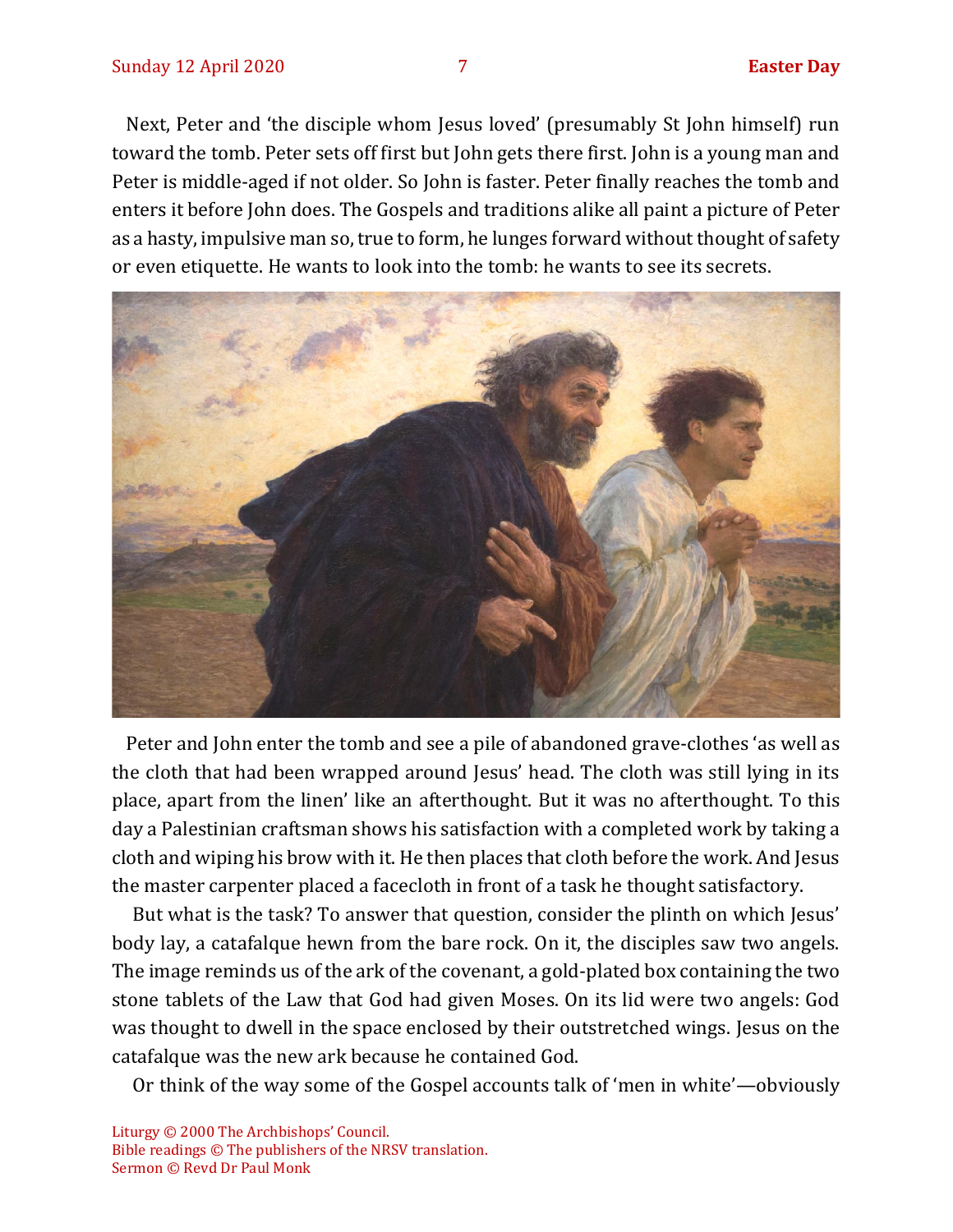Next, Peter and 'the disciple whom Jesus loved' (presumably St John himself) run toward the tomb. Peter sets off first but John gets there first. John is a young man and Peter is middle-aged if not older. So John is faster. Peter finally reaches the tomb and enters it before John does. The Gospels and traditions alike all paint a picture of Peter as a hasty, impulsive man so, true to form, he lunges forward without thought of safety or even etiquette. He wants to look into the tomb: he wants to see its secrets.

Peter and John enter the tomb and see a pile of abandoned grave-clothes 'as well as the cloth that had been wrapped around Jesus' head. The cloth was still lying in its place, apart from the linen' like an afterthought. But it was no afterthought. To this day a Palestinian craftsman shows his satisfaction with a completed work by taking a cloth and wiping his brow with it. He then places that cloth before the work. And Jesus the master carpenter placed a facecloth in front of a task he thought satisfactory.

But what is the task? To answer that question, consider the plinth on which Jesus' body lay, a catafalque hewn from the bare rock. On it, the disciples saw two angels. The image reminds us of the ark of the covenant, a gold-plated box containing the two stone tablets of the Law that God had given Moses. On its lid were two angels: God was thought to dwell in the space enclosed by their outstretched wings. Jesus on the catafalque was the new ark because he contained God.

Or think of the way some of the Gospel accounts talk of 'men in white'—obviously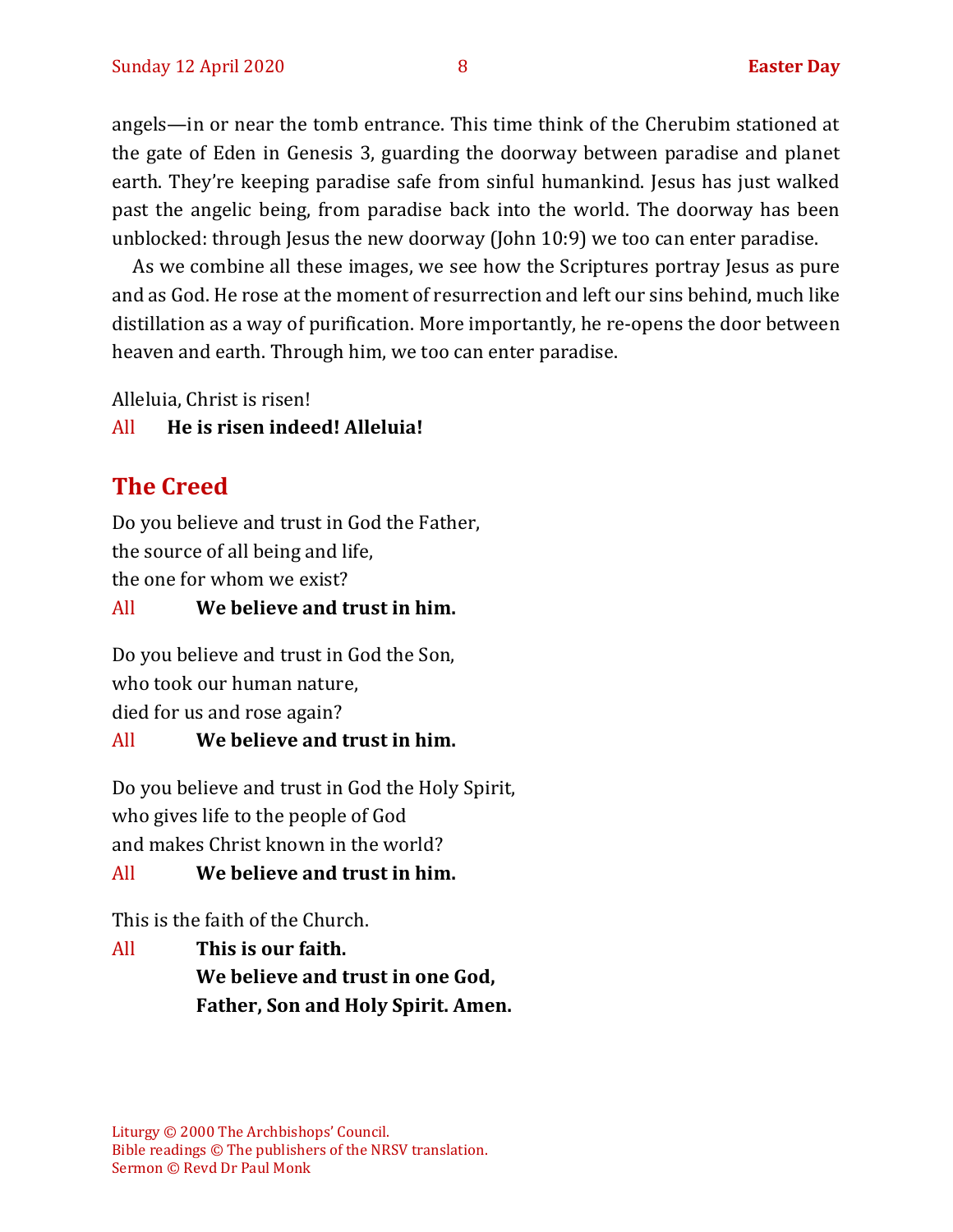angels—in or near the tomb entrance. This time think of the Cherubim stationed at the gate of Eden in Genesis 3, guarding the doorway between paradise and planet earth. They're keeping paradise safe from sinful humankind. Jesus has just walked past the angelic being, from paradise back into the world. The doorway has been unblocked: through Jesus the new doorway (John 10:9) we too can enter paradise.

As we combine all these images, we see how the Scriptures portray Jesus as pure and as God. He rose at the moment of resurrection and left our sins behind, much like distillation as a way of purification. More importantly, he re-opens the door between heaven and earth. Through him, we too can enter paradise.

Alleluia, Christ is risen!

All **He is risen indeed! Alleluia!**

## The Creed

Do you believe and trust in God the Father,
the source of all being and life,
the one for whom we exist?

All **We believe and trust in him.**

Do you believe and trust in God the Son,
who took our human nature,
died for us and rose again?

All **We believe and trust in him.**

Do you believe and trust in God the Holy Spirit,
who gives life to the people of God
and makes Christ known in the world?

All **We believe and trust in him.**

This is the faith of the Church.

All **This is our faith.**
**We believe and trust in one God,**
**Father, Son and Holy Spirit. Amen.**

Liturgy © 2000 The Archbishops' Council.
Bible readings © The publishers of the NRSV translation.
Sermon © Revd Dr Paul Monk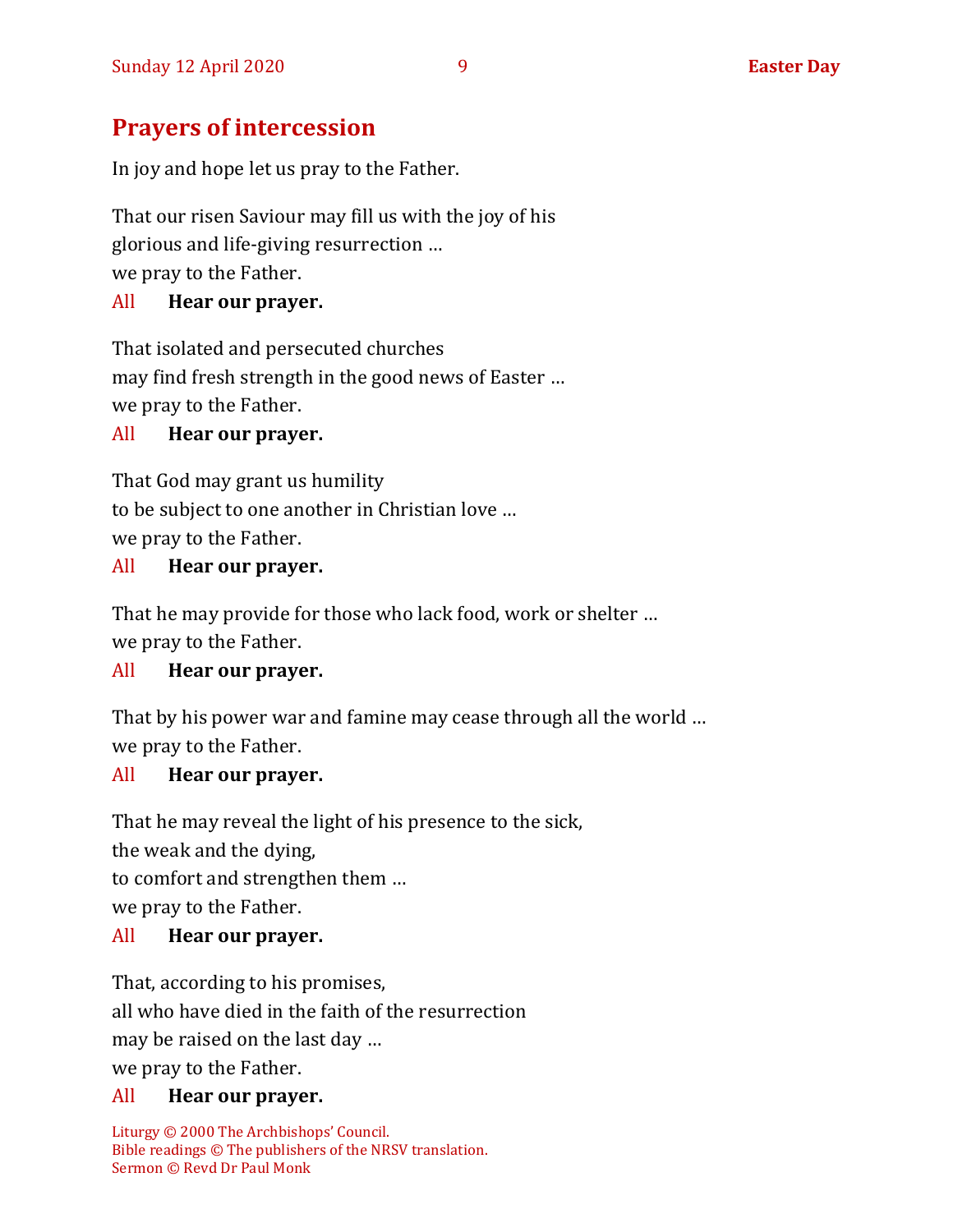## Prayers of intercession

In joy and hope let us pray to the Father.

That our risen Saviour may fill us with the joy of his
glorious and life-giving resurrection …
we pray to the Father.

All **Hear our prayer.**

That isolated and persecuted churches
may find fresh strength in the good news of Easter …
we pray to the Father.

All **Hear our prayer.**

That God may grant us humility
to be subject to one another in Christian love …
we pray to the Father.

All **Hear our prayer.**

That he may provide for those who lack food, work or shelter …
we pray to the Father.

All **Hear our prayer.**

That by his power war and famine may cease through all the world …
we pray to the Father.

All **Hear our prayer.**

That he may reveal the light of his presence to the sick,
the weak and the dying,
to comfort and strengthen them …
we pray to the Father.

All **Hear our prayer.**

That, according to his promises,
all who have died in the faith of the resurrection
may be raised on the last day …
we pray to the Father.

All **Hear our prayer.**

Liturgy © 2000 The Archbishops' Council.
Bible readings © The publishers of the NRSV translation.
Sermon © Revd Dr Paul Monk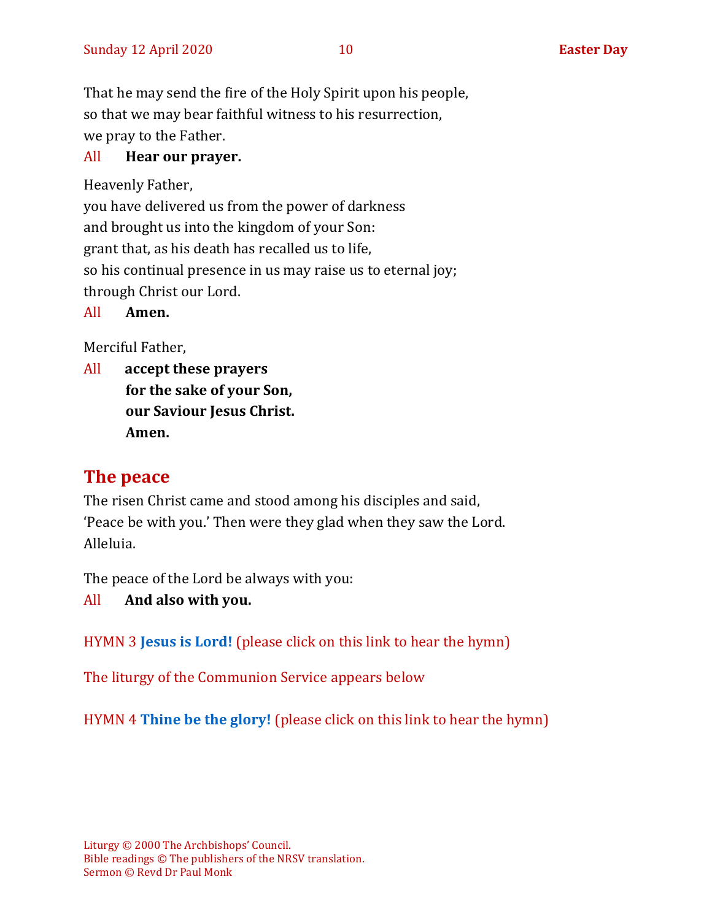That he may send the fire of the Holy Spirit upon his people,
so that we may bear faithful witness to his resurrection,
we pray to the Father.

All **Hear our prayer.**

Heavenly Father,
you have delivered us from the power of darkness
and brought us into the kingdom of your Son:
grant that, as his death has recalled us to life,
so his continual presence in us may raise us to eternal joy;
through Christ our Lord.

All **Amen.**

Merciful Father,

All **accept these prayers**
**for the sake of your Son,**
**our Saviour Jesus Christ.**
**Amen.**

## The peace

The risen Christ came and stood among his disciples and said,
'Peace be with you.' Then were they glad when they saw the Lord.
Alleluia.

The peace of the Lord be always with you:

All **And also with you.**

HYMN 3 **Jesus is Lord!** (please click on this link to hear the hymn)

The liturgy of the Communion Service appears below

HYMN 4 **Thine be the glory!** (please click on this link to hear the hymn)

Liturgy © 2000 The Archbishops' Council.
Bible readings © The publishers of the NRSV translation.
Sermon © Revd Dr Paul Monk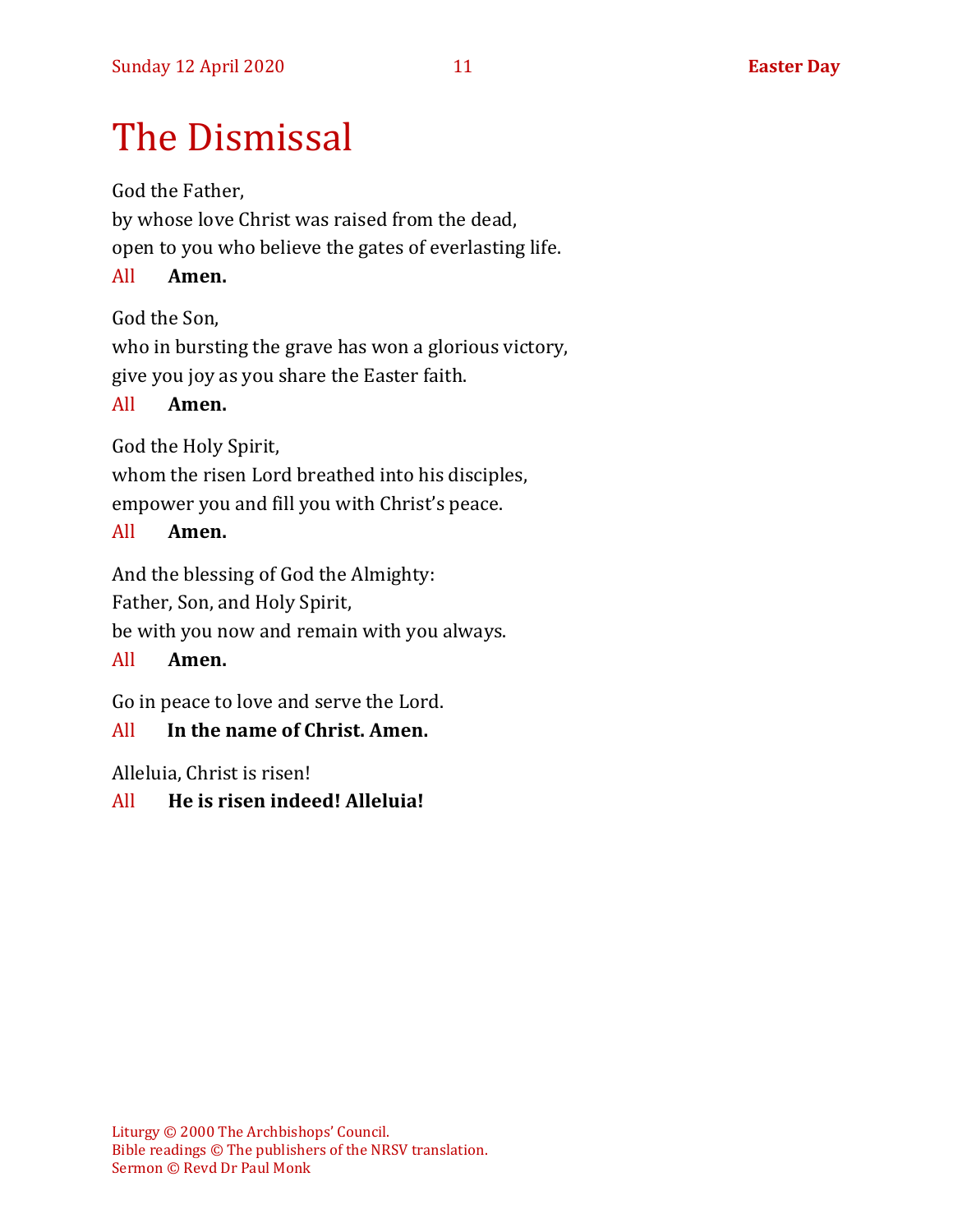# The Dismissal

God the Father,
by whose love Christ was raised from the dead,
open to you who believe the gates of everlasting life.

All **Amen.**

God the Son,
who in bursting the grave has won a glorious victory,
give you joy as you share the Easter faith.

All **Amen.**

God the Holy Spirit,
whom the risen Lord breathed into his disciples,
empower you and fill you with Christ's peace.

All **Amen.**

And the blessing of God the Almighty:
Father, Son, and Holy Spirit,
be with you now and remain with you always.

All **Amen.**

Go in peace to love and serve the Lord.

All **In the name of Christ. Amen.**

Alleluia, Christ is risen!

All **He is risen indeed! Alleluia!**

Liturgy © 2000 The Archbishops' Council.
Bible readings © The publishers of the NRSV translation.
Sermon © Revd Dr Paul Monk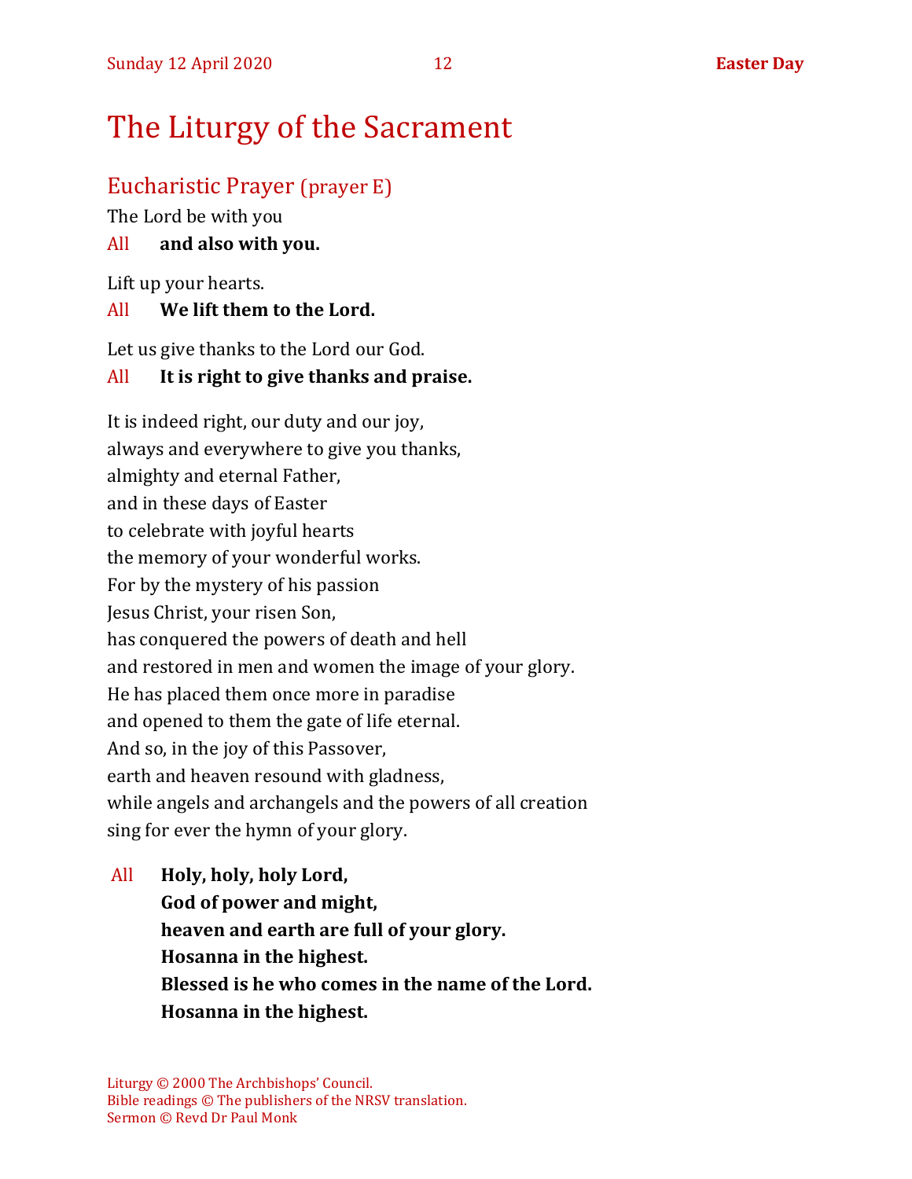# The Liturgy of the Sacrament

## Eucharistic Prayer (prayer E)

The Lord be with you

All **and also with you.**

Lift up your hearts.

All **We lift them to the Lord.**

Let us give thanks to the Lord our God.

All **It is right to give thanks and praise.**

It is indeed right, our duty and our joy,
always and everywhere to give you thanks,
almighty and eternal Father,
and in these days of Easter
to celebrate with joyful hearts
the memory of your wonderful works.
For by the mystery of his passion
Jesus Christ, your risen Son,
has conquered the powers of death and hell
and restored in men and women the image of your glory.
He has placed them once more in paradise
and opened to them the gate of life eternal.
And so, in the joy of this Passover,
earth and heaven resound with gladness,
while angels and archangels and the powers of all creation
sing for ever the hymn of your glory.

All **Holy, holy, holy Lord,**
**God of power and might,**
**heaven and earth are full of your glory.**
**Hosanna in the highest.**
**Blessed is he who comes in the name of the Lord.**
**Hosanna in the highest.**

Liturgy © 2000 The Archbishops' Council.
Bible readings © The publishers of the NRSV translation.
Sermon © Revd Dr Paul Monk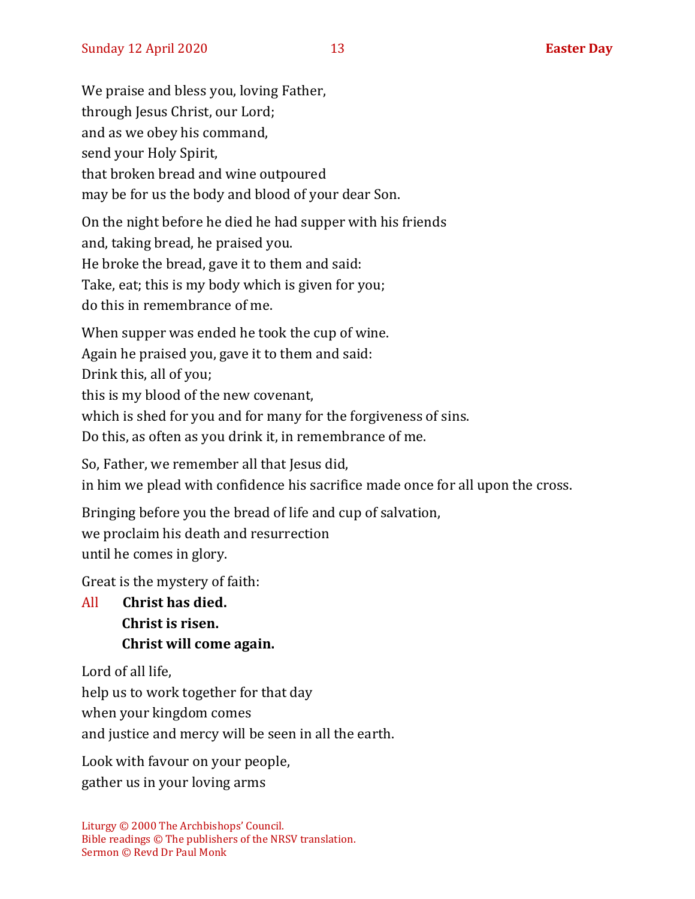We praise and bless you, loving Father,
through Jesus Christ, our Lord;
and as we obey his command,
send your Holy Spirit,
that broken bread and wine outpoured
may be for us the body and blood of your dear Son.

On the night before he died he had supper with his friends
and, taking bread, he praised you.
He broke the bread, gave it to them and said:
Take, eat; this is my body which is given for you;
do this in remembrance of me.

When supper was ended he took the cup of wine.
Again he praised you, gave it to them and said:
Drink this, all of you;
this is my blood of the new covenant,
which is shed for you and for many for the forgiveness of sins.
Do this, as often as you drink it, in remembrance of me.

So, Father, we remember all that Jesus did,
in him we plead with confidence his sacrifice made once for all upon the cross.

Bringing before you the bread of life and cup of salvation,
we proclaim his death and resurrection
until he comes in glory.

Great is the mystery of faith:

All **Christ has died.**
**Christ is risen.**
**Christ will come again.**

Lord of all life,
help us to work together for that day
when your kingdom comes
and justice and mercy will be seen in all the earth.

Look with favour on your people,
gather us in your loving arms

Liturgy © 2000 The Archbishops' Council.
Bible readings © The publishers of the NRSV translation.
Sermon © Revd Dr Paul Monk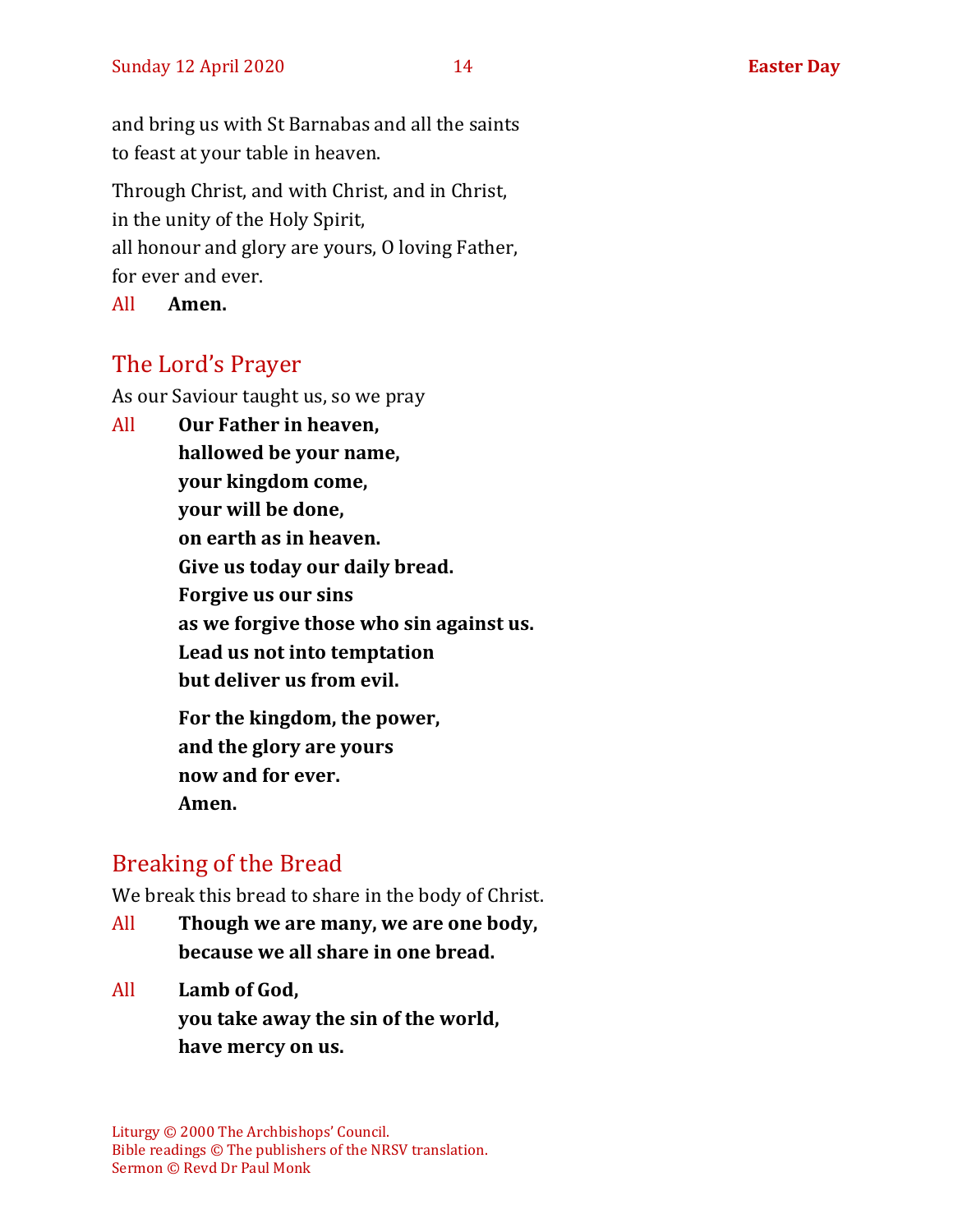and bring us with St Barnabas and all the saints
to feast at your table in heaven.

Through Christ, and with Christ, and in Christ,
in the unity of the Holy Spirit,
all honour and glory are yours, O loving Father,
for ever and ever.

All **Amen.**

## The Lord's Prayer

As our Saviour taught us, so we pray

All **Our Father in heaven,**
**hallowed be your name,**
**your kingdom come,**
**your will be done,**
**on earth as in heaven.**
**Give us today our daily bread.**
**Forgive us our sins**
**as we forgive those who sin against us.**
**Lead us not into temptation**
**but deliver us from evil.**

**For the kingdom, the power,**
**and the glory are yours**
**now and for ever.**
**Amen.**

## Breaking of the Bread

We break this bread to share in the body of Christ.

All **Though we are many, we are one body,**
**because we all share in one bread.**

All **Lamb of God,**
**you take away the sin of the world,**
**have mercy on us.**

Liturgy © 2000 The Archbishops' Council.
Bible readings © The publishers of the NRSV translation.
Sermon © Revd Dr Paul Monk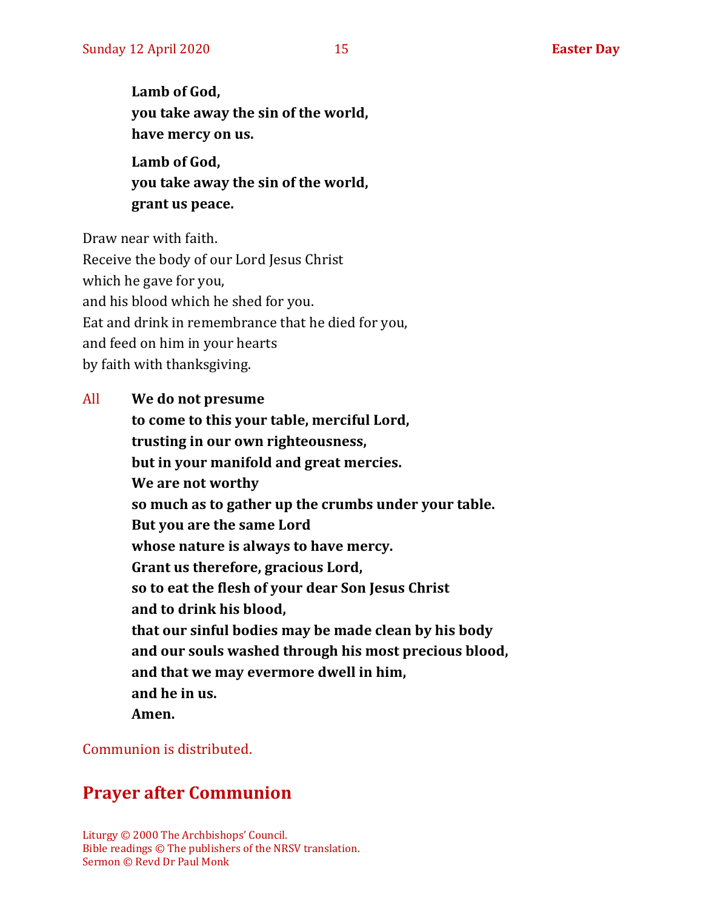**Lamb of God,**
**you take away the sin of the world,**
**have mercy on us.**

**Lamb of God,**
**you take away the sin of the world,**
**grant us peace.**

Draw near with faith.
Receive the body of our Lord Jesus Christ
which he gave for you,
and his blood which he shed for you.
Eat and drink in remembrance that he died for you,
and feed on him in your hearts
by faith with thanksgiving.

All **We do not presume**
**to come to this your table, merciful Lord,**
**trusting in our own righteousness,**
**but in your manifold and great mercies.**
**We are not worthy**
**so much as to gather up the crumbs under your table.**
**But you are the same Lord**
**whose nature is always to have mercy.**
**Grant us therefore, gracious Lord,**
**so to eat the flesh of your dear Son Jesus Christ**
**and to drink his blood,**
**that our sinful bodies may be made clean by his body**
**and our souls washed through his most precious blood,**
**and that we may evermore dwell in him,**
**and he in us.**
**Amen.**

Communion is distributed.

## Prayer after Communion

Liturgy © 2000 The Archbishops' Council.
Bible readings © The publishers of the NRSV translation.
Sermon © Revd Dr Paul Monk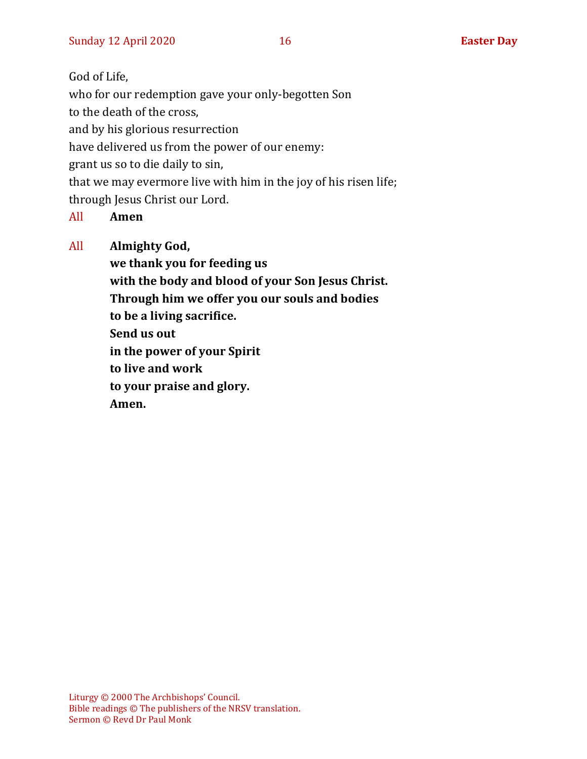God of Life,
who for our redemption gave your only-begotten Son
to the death of the cross,
and by his glorious resurrection
have delivered us from the power of our enemy:
grant us so to die daily to sin,
that we may evermore live with him in the joy of his risen life;
through Jesus Christ our Lord.

All **Amen**

All **Almighty God,**
**we thank you for feeding us**
**with the body and blood of your Son Jesus Christ.**
**Through him we offer you our souls and bodies**
**to be a living sacrifice.**
**Send us out**
**in the power of your Spirit**
**to live and work**
**to your praise and glory.**
**Amen.**

Liturgy © 2000 The Archbishops' Council.
Bible readings © The publishers of the NRSV translation.
Sermon © Revd Dr Paul Monk